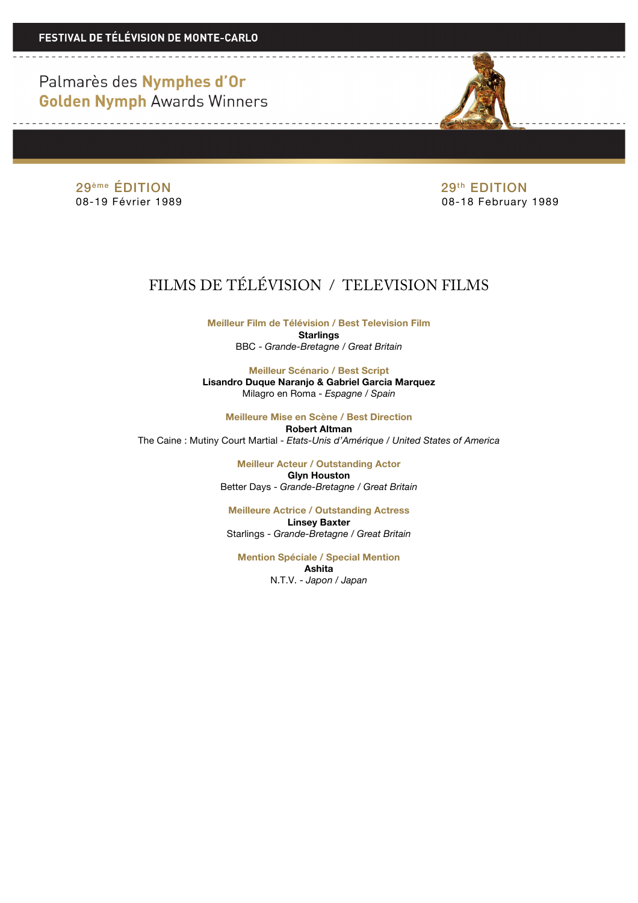**FESTIVAL DE TÉLÉVISION DE MONTE-CARLO**

Palmarès des **Nymphes d'Or**
**Golden Nymph** Awards Winners

29ème ÉDITION
08-19 Février 1989

29th EDITION
08-18 February 1989

# FILMS DE TÉLÉVISION / TELEVISION FILMS

**Meilleur Film de Télévision / Best Television Film**
**Starlings**
BBC - *Grande-Bretagne* / *Great Britain*

**Meilleur Scénario / Best Script**
**Lisandro Duque Naranjo & Gabriel Garcia Marquez**
Milagro en Roma - *Espagne* / *Spain*

**Meilleure Mise en Scène / Best Direction**
**Robert Altman**
The Caine : Mutiny Court Martial - *Etats-Unis d'Amérique* / *United States of America*

**Meilleur Acteur / Outstanding Actor**
**Glyn Houston**
Better Days - *Grande-Bretagne* / *Great Britain*

**Meilleure Actrice / Outstanding Actress**
**Linsey Baxter**
Starlings - *Grande-Bretagne* / *Great Britain*

**Mention Spéciale / Special Mention**
**Ashita**
N.T.V. - *Japon* / *Japan*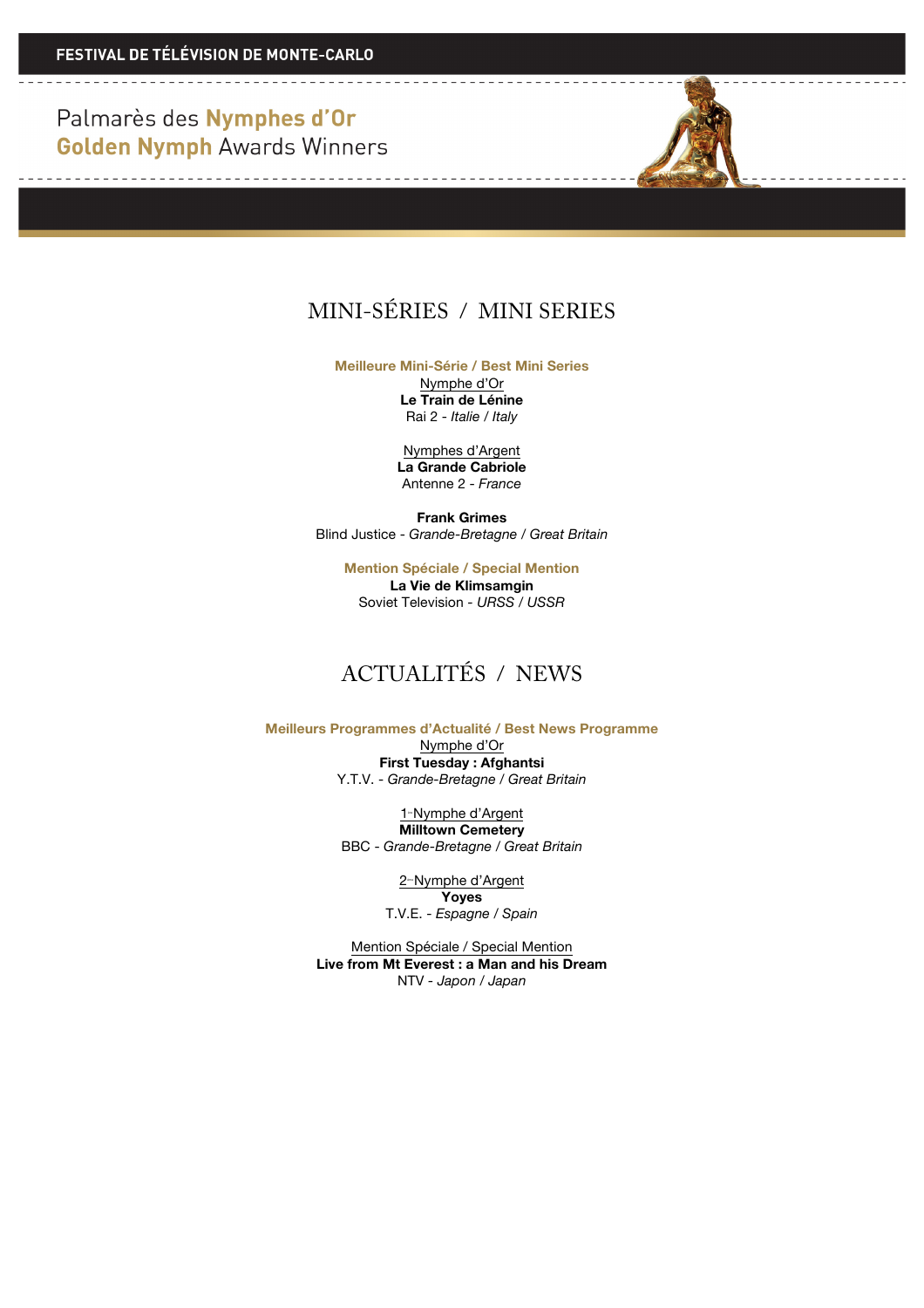# MINI-SÉRIES / MINI SERIES

### Meilleure Mini-Série / Best Mini Series

Nymphe d'Or
**Le Train de Lénine**
Rai 2 - *Italie / Italy*

Nymphes d'Argent
**La Grande Cabriole**
Antenne 2 - *France*

**Frank Grimes**
Blind Justice - *Grande-Bretagne / Great Britain*

### Mention Spéciale / Special Mention

**La Vie de Klimsamgin**
Soviet Television - *URSS / USSR*

# ACTUALITÉS / NEWS

### Meilleurs Programmes d'Actualité / Best News Programme

Nymphe d'Or
**First Tuesday : Afghantsi**
Y.T.V. - *Grande-Bretagne / Great Britain*

1-Nymphe d'Argent
**Milltown Cemetery**
BBC - *Grande-Bretagne / Great Britain*

2-Nymphe d'Argent
**Yoyes**
T.V.E. - *Espagne / Spain*

Mention Spéciale / Special Mention
**Live from Mt Everest : a Man and his Dream**
NTV - *Japon / Japan*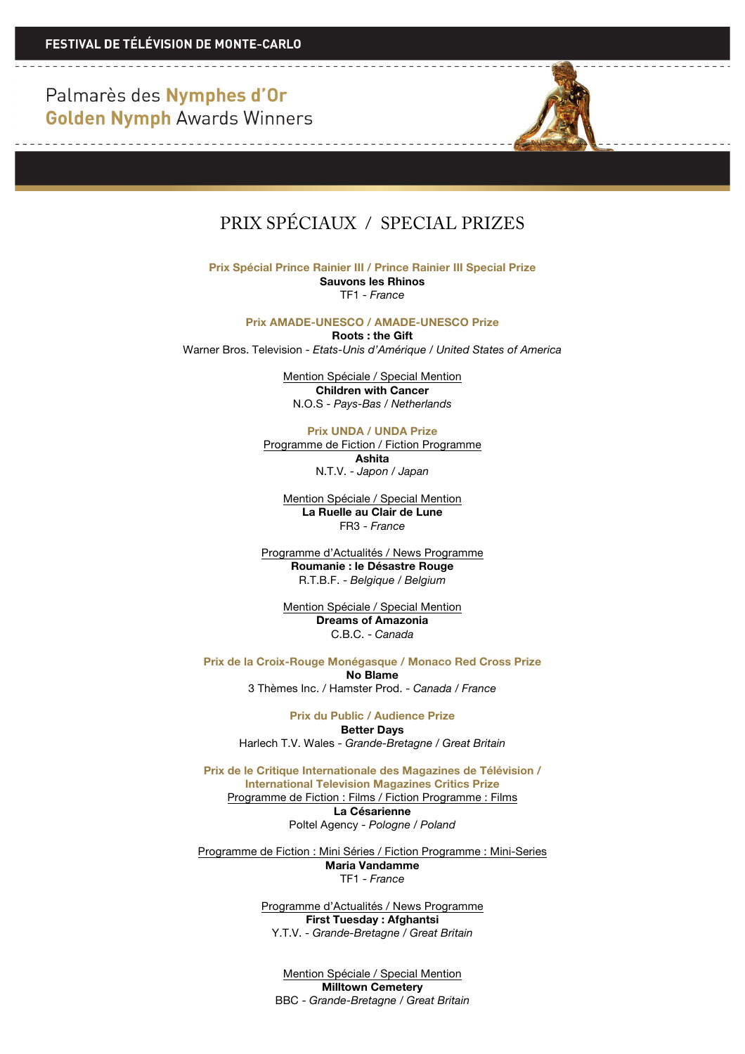# PRIX SPÉCIAUX / SPECIAL PRIZES

**Prix Spécial Prince Rainier III / Prince Rainier III Special Prize**
**Sauvons les Rhinos**
TF1 - *France*

**Prix AMADE-UNESCO / AMADE-UNESCO Prize**
**Roots : the Gift**
Warner Bros. Television - *Etats-Unis d'Amérique / United States of America*

Mention Spéciale / Special Mention
**Children with Cancer**
N.O.S - *Pays-Bas / Netherlands*

**Prix UNDA / UNDA Prize**
Programme de Fiction / Fiction Programme
**Ashita**
N.T.V. - *Japon / Japan*

Mention Spéciale / Special Mention
**La Ruelle au Clair de Lune**
FR3 - *France*

Programme d'Actualités / News Programme
**Roumanie : le Désastre Rouge**
R.T.B.F. - *Belgique / Belgium*

Mention Spéciale / Special Mention
**Dreams of Amazonia**
C.B.C. - *Canada*

**Prix de la Croix-Rouge Monégasque / Monaco Red Cross Prize**
**No Blame**
3 Thèmes Inc. / Hamster Prod. - *Canada / France*

**Prix du Public / Audience Prize**
**Better Days**
Harlech T.V. Wales - *Grande-Bretagne / Great Britain*

**Prix de le Critique Internationale des Magazines de Télévision / International Television Magazines Critics Prize**
Programme de Fiction : Films / Fiction Programme : Films
**La Césarienne**
Poltel Agency - *Pologne / Poland*

Programme de Fiction : Mini Séries / Fiction Programme : Mini-Series
**Maria Vandamme**
TF1 - *France*

Programme d'Actualités / News Programme
**First Tuesday : Afghantsi**
Y.T.V. - *Grande-Bretagne / Great Britain*

Mention Spéciale / Special Mention
**Milltown Cemetery**
BBC - *Grande-Bretagne / Great Britain*